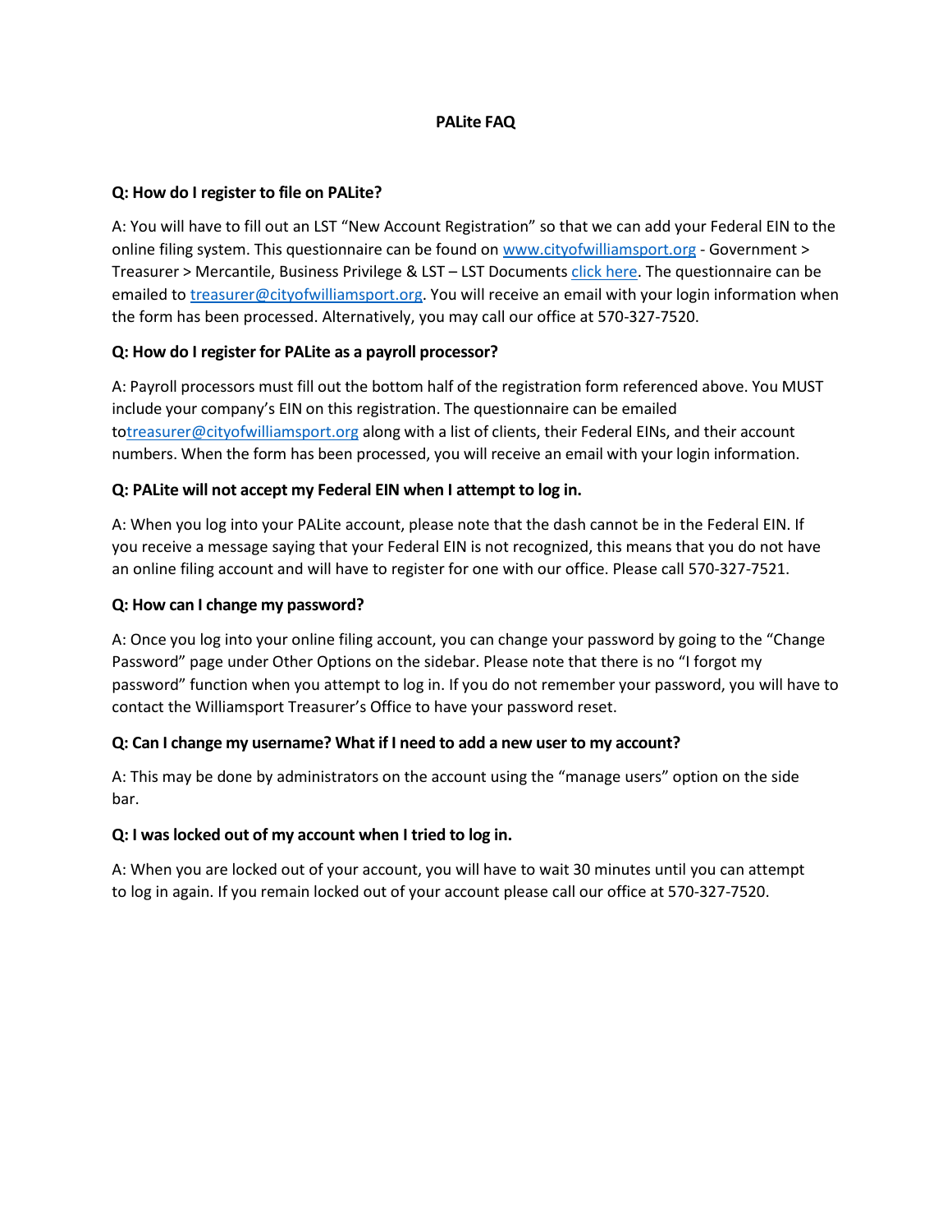# PALite FAQ

**Q: How do I register to file on PALite?**

A: You will have to fill out an LST "New Account Registration" so that we can add your Federal EIN to the online filing system. This questionnaire can be found on [www.cityofwilliamsport.org](www.cityofwilliamsport.org) - Government > Treasurer > Mercantile, Business Privilege & LST – LST Documents [click here](). The questionnaire can be emailed to [treasurer@cityofwilliamsport.org](mailto:treasurer@cityofwilliamsport.org). You will receive an email with your login information when the form has been processed. Alternatively, you may call our office at 570-327-7520.

**Q: How do I register for PALite as a payroll processor?**

A: Payroll processors must fill out the bottom half of the registration form referenced above. You MUST include your company's EIN on this registration. The questionnaire can be emailed to[treasurer@cityofwilliamsport.org](mailto:treasurer@cityofwilliamsport.org) along with a list of clients, their Federal EINs, and their account numbers. When the form has been processed, you will receive an email with your login information.

**Q: PALite will not accept my Federal EIN when I attempt to log in.**

A: When you log into your PALite account, please note that the dash cannot be in the Federal EIN. If you receive a message saying that your Federal EIN is not recognized, this means that you do not have an online filing account and will have to register for one with our office. Please call 570-327-7521.

**Q: How can I change my password?**

A: Once you log into your online filing account, you can change your password by going to the "Change Password" page under Other Options on the sidebar. Please note that there is no "I forgot my password" function when you attempt to log in. If you do not remember your password, you will have to contact the Williamsport Treasurer's Office to have your password reset.

**Q: Can I change my username? What if I need to add a new user to my account?**

A: This may be done by administrators on the account using the "manage users" option on the side bar.

**Q: I was locked out of my account when I tried to log in.**

A: When you are locked out of your account, you will have to wait 30 minutes until you can attempt to log in again. If you remain locked out of your account please call our office at 570-327-7520.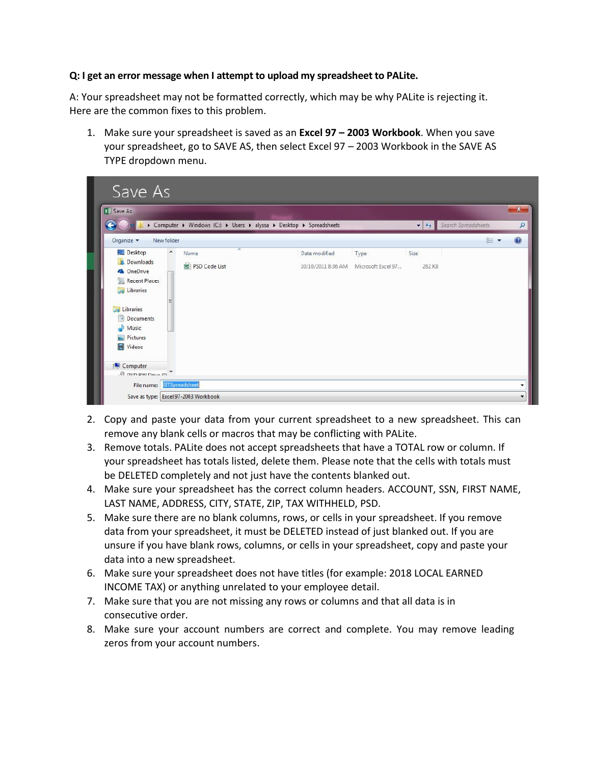**Q: I get an error message when I attempt to upload my spreadsheet to PALite.**

A: Your spreadsheet may not be formatted correctly, which may be why PALite is rejecting it. Here are the common fixes to this problem.

1. Make sure your spreadsheet is saved as an **Excel 97 – 2003 Workbook**. When you save your spreadsheet, go to SAVE AS, then select Excel 97 – 2003 Workbook in the SAVE AS TYPE dropdown menu.
2. Copy and paste your data from your current spreadsheet to a new spreadsheet. This can remove any blank cells or macros that may be conflicting with PALite.
3. Remove totals. PALite does not accept spreadsheets that have a TOTAL row or column. If your spreadsheet has totals listed, delete them. Please note that the cells with totals must be DELETED completely and not just have the contents blanked out.
4. Make sure your spreadsheet has the correct column headers. ACCOUNT, SSN, FIRST NAME, LAST NAME, ADDRESS, CITY, STATE, ZIP, TAX WITHHELD, PSD.
5. Make sure there are no blank columns, rows, or cells in your spreadsheet. If you remove data from your spreadsheet, it must be DELETED instead of just blanked out. If you are unsure if you have blank rows, columns, or cells in your spreadsheet, copy and paste your data into a new spreadsheet.
6. Make sure your spreadsheet does not have titles (for example: 2018 LOCAL EARNED INCOME TAX) or anything unrelated to your employee detail.
7. Make sure that you are not missing any rows or columns and that all data is in consecutive order.
8. Make sure your account numbers are correct and complete. You may remove leading zeros from your account numbers.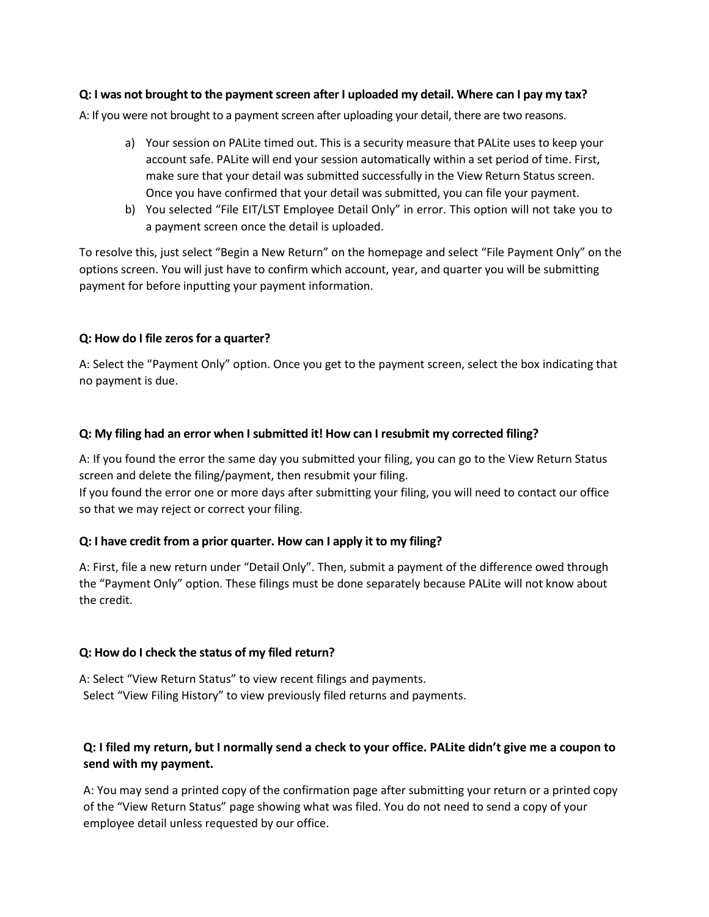**Q: I was not brought to the payment screen after I uploaded my detail. Where can I pay my tax?**

A: If you were not brought to a payment screen after uploading your detail, there are two reasons.

a) Your session on PALite timed out. This is a security measure that PALite uses to keep your account safe. PALite will end your session automatically within a set period of time. First, make sure that your detail was submitted successfully in the View Return Status screen. Once you have confirmed that your detail was submitted, you can file your payment.
b) You selected "File EIT/LST Employee Detail Only" in error. This option will not take you to a payment screen once the detail is uploaded.

To resolve this, just select "Begin a New Return" on the homepage and select "File Payment Only" on the options screen. You will just have to confirm which account, year, and quarter you will be submitting payment for before inputting your payment information.

**Q: How do I file zeros for a quarter?**

A: Select the "Payment Only" option. Once you get to the payment screen, select the box indicating that no payment is due.

**Q: My filing had an error when I submitted it! How can I resubmit my corrected filing?**

A: If you found the error the same day you submitted your filing, you can go to the View Return Status screen and delete the filing/payment, then resubmit your filing.
If you found the error one or more days after submitting your filing, you will need to contact our office so that we may reject or correct your filing.

**Q: I have credit from a prior quarter. How can I apply it to my filing?**

A: First, file a new return under "Detail Only". Then, submit a payment of the difference owed through the "Payment Only" option. These filings must be done separately because PALite will not know about the credit.

**Q: How do I check the status of my filed return?**

A: Select "View Return Status" to view recent filings and payments.
Select "View Filing History" to view previously filed returns and payments.

**Q: I filed my return, but I normally send a check to your office. PALite didn't give me a coupon to send with my payment.**

A: You may send a printed copy of the confirmation page after submitting your return or a printed copy of the "View Return Status" page showing what was filed. You do not need to send a copy of your employee detail unless requested by our office.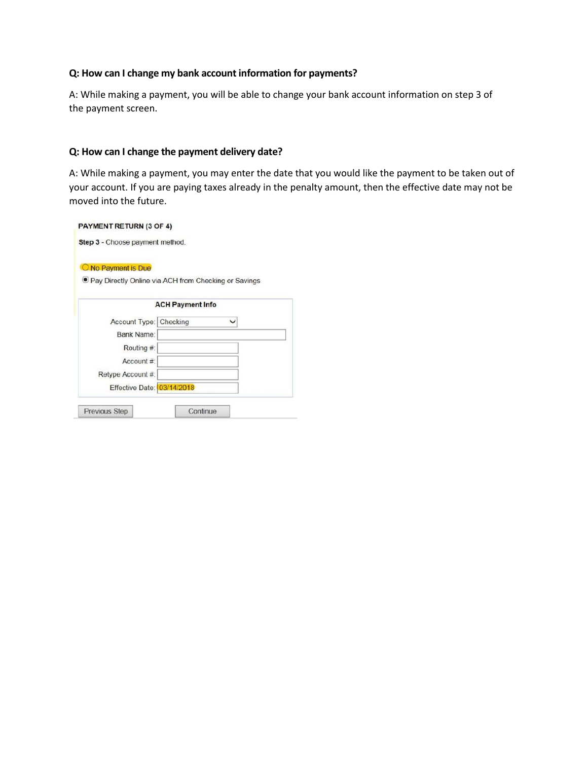**Q: How can I change my bank account information for payments?**

A: While making a payment, you will be able to change your bank account information on step 3 of the payment screen.

**Q: How can I change the payment delivery date?**

A: While making a payment, you may enter the date that you would like the payment to be taken out of your account. If you are paying taxes already in the penalty amount, then the effective date may not be moved into the future.

PAYMENT RETURN (3 OF 4)

**Step 3** - Choose payment method.

○ No Payment is Due

◉ Pay Directly Online via ACH from Checking or Savings

**ACH Payment Info**

Account Type: Checking

Bank Name:

Routing #:

Account #:

Retype Account #:

Effective Date: 03/14/2018

Previous Step

Continue